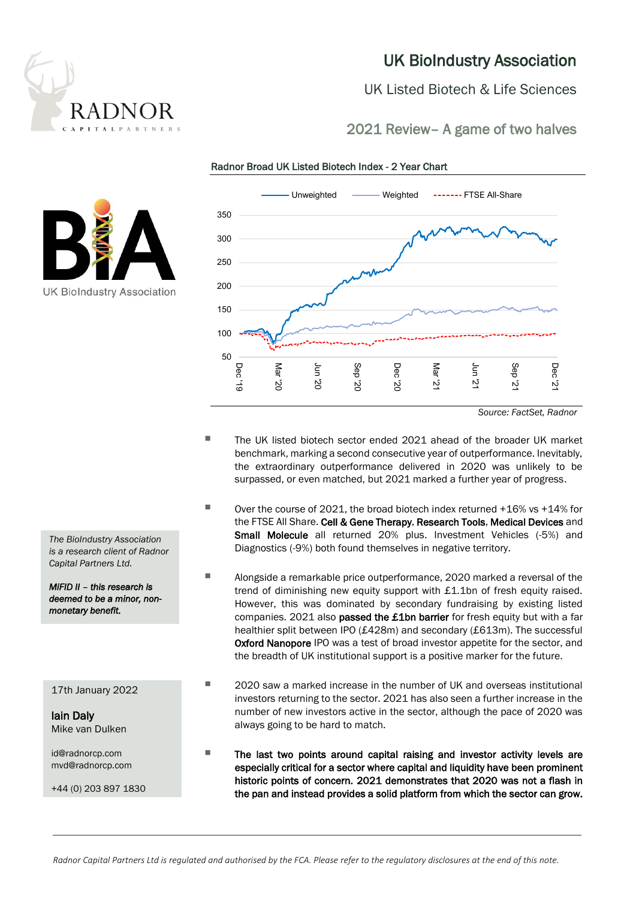# UK BioIndustry Association

## UK Listed Biotech & Life Sciences

## 2021 Review– A game of two halves

**Radnor Broad UK Listed Biotech Index - 2 Year Chart**

Source: FactSet, Radnor

- The UK listed biotech sector ended 2021 ahead of the broader UK market benchmark, marking a second consecutive year of outperformance. Inevitably, the extraordinary outperformance delivered in 2020 was unlikely to be surpassed, or even matched, but 2021 marked a further year of progress.

- Over the course of 2021, the broad biotech index returned +16% vs +14% for the FTSE All Share. **Cell & Gene Therapy**, **Research Tools**, **Medical Devices** and **Small Molecule** all returned 20% plus. Investment Vehicles (-5%) and Diagnostics (-9%) both found themselves in negative territory.

- Alongside a remarkable price outperformance, 2020 marked a reversal of the trend of diminishing new equity support with £1.1bn of fresh equity raised. However, this was dominated by secondary fundraising by existing listed companies. 2021 also **passed the £1bn barrier** for fresh equity but with a far healthier split between IPO (£428m) and secondary (£613m). The successful **Oxford Nanopore** IPO was a test of broad investor appetite for the sector, and the breadth of UK institutional support is a positive marker for the future.

- 2020 saw a marked increase in the number of UK and overseas institutional investors returning to the sector. 2021 has also seen a further increase in the number of new investors active in the sector, although the pace of 2020 was always going to be hard to match.

- **The last two points around capital raising and investor activity levels are especially critical for a sector where capital and liquidity have been prominent historic points of concern. 2021 demonstrates that 2020 was not a flash in the pan and instead provides a solid platform from which the sector can grow.**

*The BioIndustry Association is a research client of Radnor Capital Partners Ltd.*

***MIFID II – this research is deemed to be a minor, non-monetary benefit.***

17th January 2022

**Iain Daly**
Mike van Dulken

id@radnorcp.com
mvd@radnorcp.com

+44 (0) 203 897 1830

*Radnor Capital Partners Ltd is regulated and authorised by the FCA. Please refer to the regulatory disclosures at the end of this note.*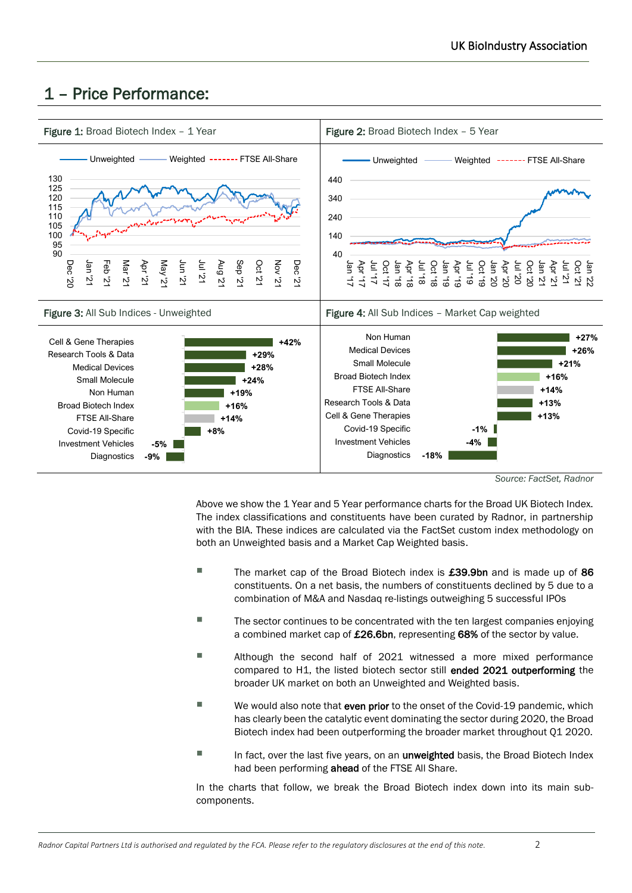## 1 – Price Performance:

**Figure 1:** Broad Biotech Index – 1 Year

**Figure 2:** Broad Biotech Index – 5 Year

**Figure 3:** All Sub Indices - Unweighted

| Sub Index | Performance |
|---|---|
| Cell & Gene Therapies | +42% |
| Research Tools & Data | +29% |
| Medical Devices | +28% |
| Small Molecule | +24% |
| Non Human | +19% |
| Broad Biotech Index | +16% |
| FTSE All-Share | +14% |
| Covid-19 Specific | +8% |
| Investment Vehicles | -5% |
| Diagnostics | -9% |

**Figure 4:** All Sub Indices – Market Cap weighted

| Sub Index | Performance |
|---|---|
| Non Human | +27% |
| Medical Devices | +26% |
| Small Molecule | +21% |
| Broad Biotech Index | +16% |
| FTSE All-Share | +14% |
| Research Tools & Data | +13% |
| Cell & Gene Therapies | +13% |
| Covid-19 Specific | -1% |
| Investment Vehicles | -4% |
| Diagnostics | -18% |

*Source: FactSet, Radnor*

Above we show the 1 Year and 5 Year performance charts for the Broad UK Biotech Index. The index classifications and constituents have been curated by Radnor, in partnership with the BIA. These indices are calculated via the FactSet custom index methodology on both an Unweighted basis and a Market Cap Weighted basis.

- The market cap of the Broad Biotech index is **£39.9bn** and is made up of **86** constituents. On a net basis, the numbers of constituents declined by 5 due to a combination of M&A and Nasdaq re-listings outweighing 5 successful IPOs
- The sector continues to be concentrated with the ten largest companies enjoying a combined market cap of **£26.6bn**, representing **68%** of the sector by value.
- Although the second half of 2021 witnessed a more mixed performance compared to H1, the listed biotech sector still **ended 2021 outperforming** the broader UK market on both an Unweighted and Weighted basis.
- We would also note that **even prior** to the onset of the Covid-19 pandemic, which has clearly been the catalytic event dominating the sector during 2020, the Broad Biotech index had been outperforming the broader market throughout Q1 2020.
- In fact, over the last five years, on an **unweighted** basis, the Broad Biotech Index had been performing **ahead** of the FTSE All Share.

In the charts that follow, we break the Broad Biotech index down into its main sub-components.

*Radnor Capital Partners Ltd is authorised and regulated by the FCA. Please refer to the regulatory disclosures at the end of this note.*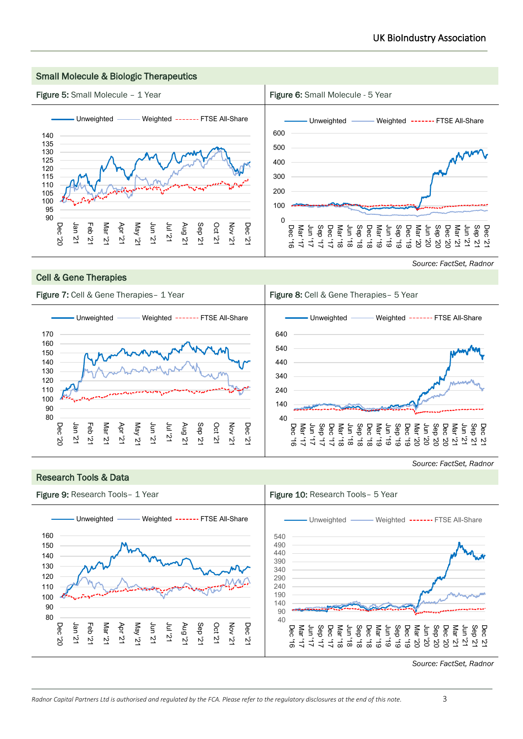## Small Molecule & Biologic Therapeutics

**Figure 5:** Small Molecule – 1 Year

**Figure 6:** Small Molecule - 5 Year

*Source: FactSet, Radnor*

## Cell & Gene Therapies

**Figure 7:** Cell & Gene Therapies– 1 Year

**Figure 8:** Cell & Gene Therapies– 5 Year

*Source: FactSet, Radnor*

## Research Tools & Data

**Figure 9:** Research Tools– 1 Year

**Figure 10:** Research Tools– 5 Year

*Source: FactSet, Radnor*

*Radnor Capital Partners Ltd is authorised and regulated by the FCA. Please refer to the regulatory disclosures at the end of this note.*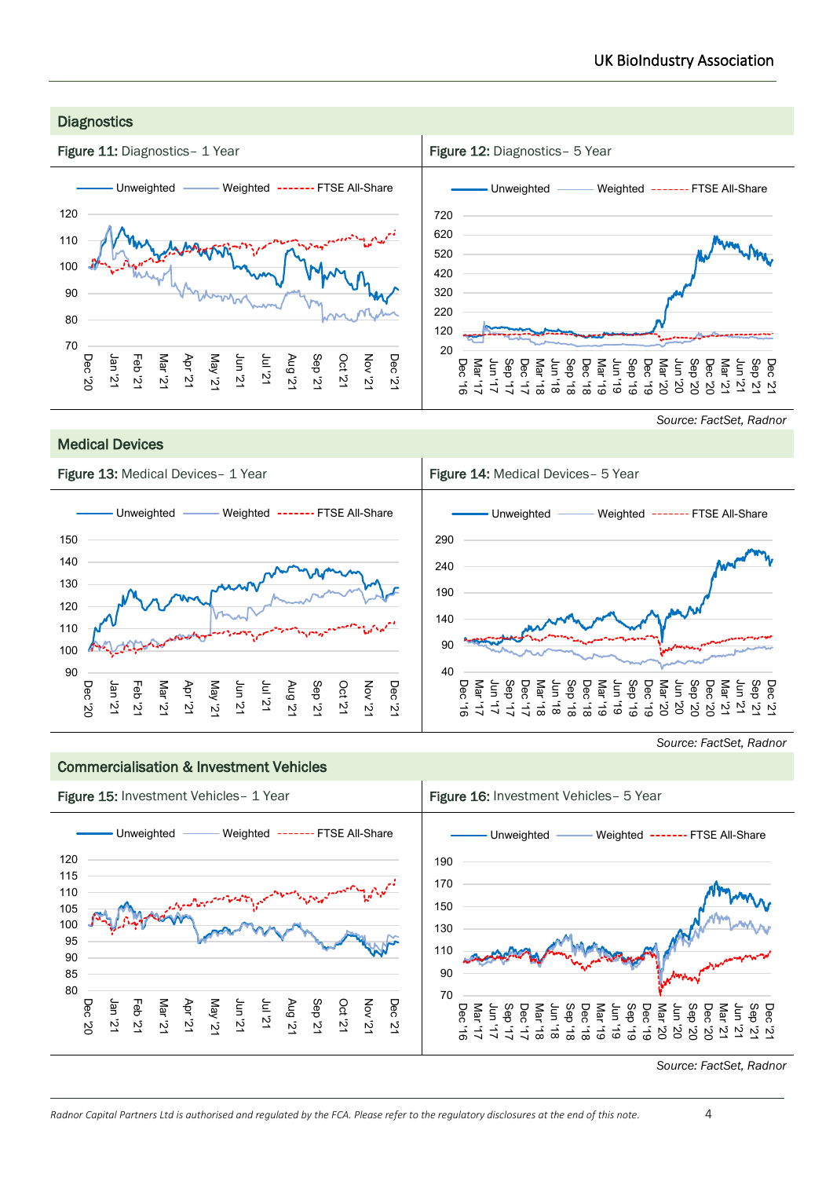## Diagnostics

**Figure 11:** Diagnostics– 1 Year

**Figure 12:** Diagnostics– 5 Year

*Source: FactSet, Radnor*

## Medical Devices

**Figure 13:** Medical Devices– 1 Year

**Figure 14:** Medical Devices– 5 Year

*Source: FactSet, Radnor*

## Commercialisation & Investment Vehicles

**Figure 15:** Investment Vehicles– 1 Year

**Figure 16:** Investment Vehicles– 5 Year

*Source: FactSet, Radnor*

*Radnor Capital Partners Ltd is authorised and regulated by the FCA. Please refer to the regulatory disclosures at the end of this note.*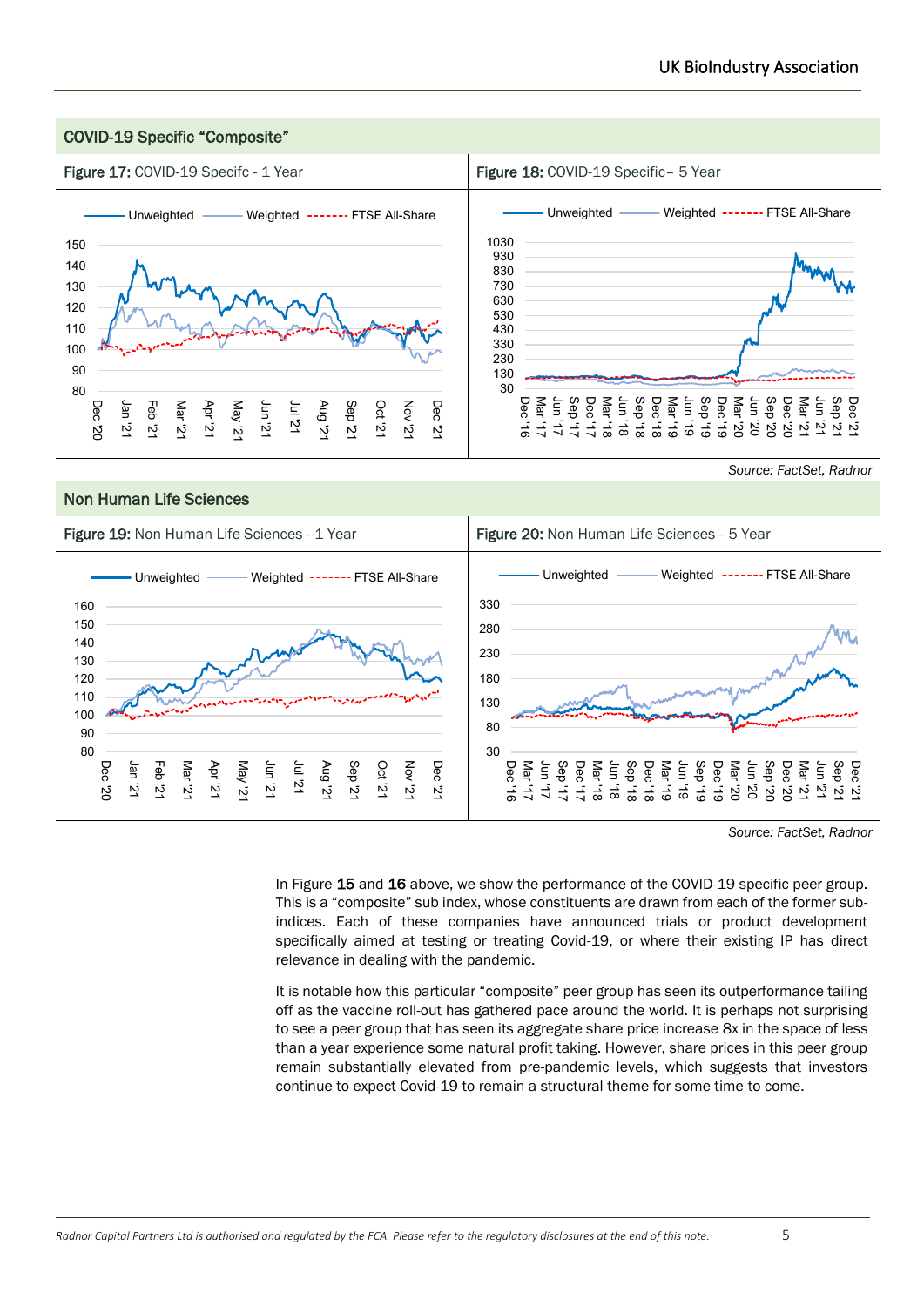## COVID-19 Specific "Composite"

**Figure 17:** COVID-19 Specifc - 1 Year

**Figure 18:** COVID-19 Specific– 5 Year

*Source: FactSet, Radnor*

## Non Human Life Sciences

**Figure 19:** Non Human Life Sciences - 1 Year

**Figure 20:** Non Human Life Sciences– 5 Year

*Source: FactSet, Radnor*

In Figure **15** and **16** above, we show the performance of the COVID-19 specific peer group. This is a "composite" sub index, whose constituents are drawn from each of the former sub-indices. Each of these companies have announced trials or product development specifically aimed at testing or treating Covid-19, or where their existing IP has direct relevance in dealing with the pandemic.

It is notable how this particular "composite" peer group has seen its outperformance tailing off as the vaccine roll-out has gathered pace around the world. It is perhaps not surprising to see a peer group that has seen its aggregate share price increase 8x in the space of less than a year experience some natural profit taking. However, share prices in this peer group remain substantially elevated from pre-pandemic levels, which suggests that investors continue to expect Covid-19 to remain a structural theme for some time to come.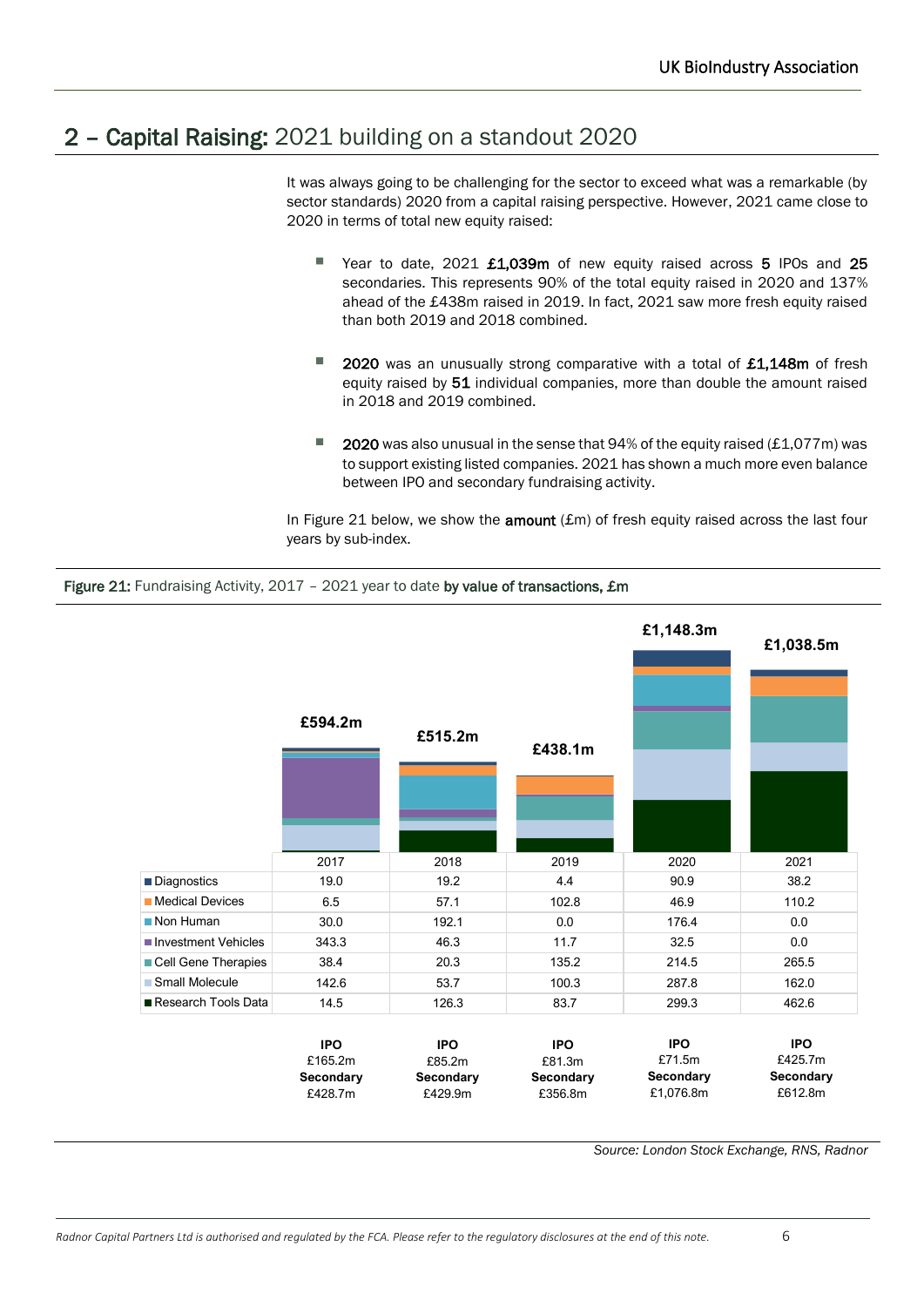## 2 – Capital Raising: 2021 building on a standout 2020

It was always going to be challenging for the sector to exceed what was a remarkable (by sector standards) 2020 from a capital raising perspective. However, 2021 came close to 2020 in terms of total new equity raised:

- Year to date, 2021 **£1,039m** of new equity raised across **5** IPOs and **25** secondaries. This represents 90% of the total equity raised in 2020 and 137% ahead of the £438m raised in 2019. In fact, 2021 saw more fresh equity raised than both 2019 and 2018 combined.

- **2020** was an unusually strong comparative with a total of **£1,148m** of fresh equity raised by **51** individual companies, more than double the amount raised in 2018 and 2019 combined.

- **2020** was also unusual in the sense that 94% of the equity raised (£1,077m) was to support existing listed companies. 2021 has shown a much more even balance between IPO and secondary fundraising activity.

In Figure 21 below, we show the **amount** (£m) of fresh equity raised across the last four years by sub-index.

**Figure 21:** Fundraising Activity, 2017 – 2021 year to date **by value of transactions, £m**

| | 2017 | 2018 | 2019 | 2020 | 2021 |
|---|---|---|---|---|---|
| Total | £594.2m | £515.2m | £438.1m | £1,148.3m | £1,038.5m |
| Diagnostics | 19.0 | 19.2 | 4.4 | 90.9 | 38.2 |
| Medical Devices | 6.5 | 57.1 | 102.8 | 46.9 | 110.2 |
| Non Human | 30.0 | 192.1 | 0.0 | 176.4 | 0.0 |
| Investment Vehicles | 343.3 | 46.3 | 11.7 | 32.5 | 0.0 |
| Cell Gene Therapies | 38.4 | 20.3 | 135.2 | 214.5 | 265.5 |
| Small Molecule | 142.6 | 53.7 | 100.3 | 287.8 | 162.0 |
| Research Tools Data | 14.5 | 126.3 | 83.7 | 299.3 | 462.6 |
| **IPO** | £165.2m | £85.2m | £81.3m | £71.5m | £425.7m |
| **Secondary** | £428.7m | £429.9m | £356.8m | £1,076.8m | £612.8m |

*Source: London Stock Exchange, RNS, Radnor*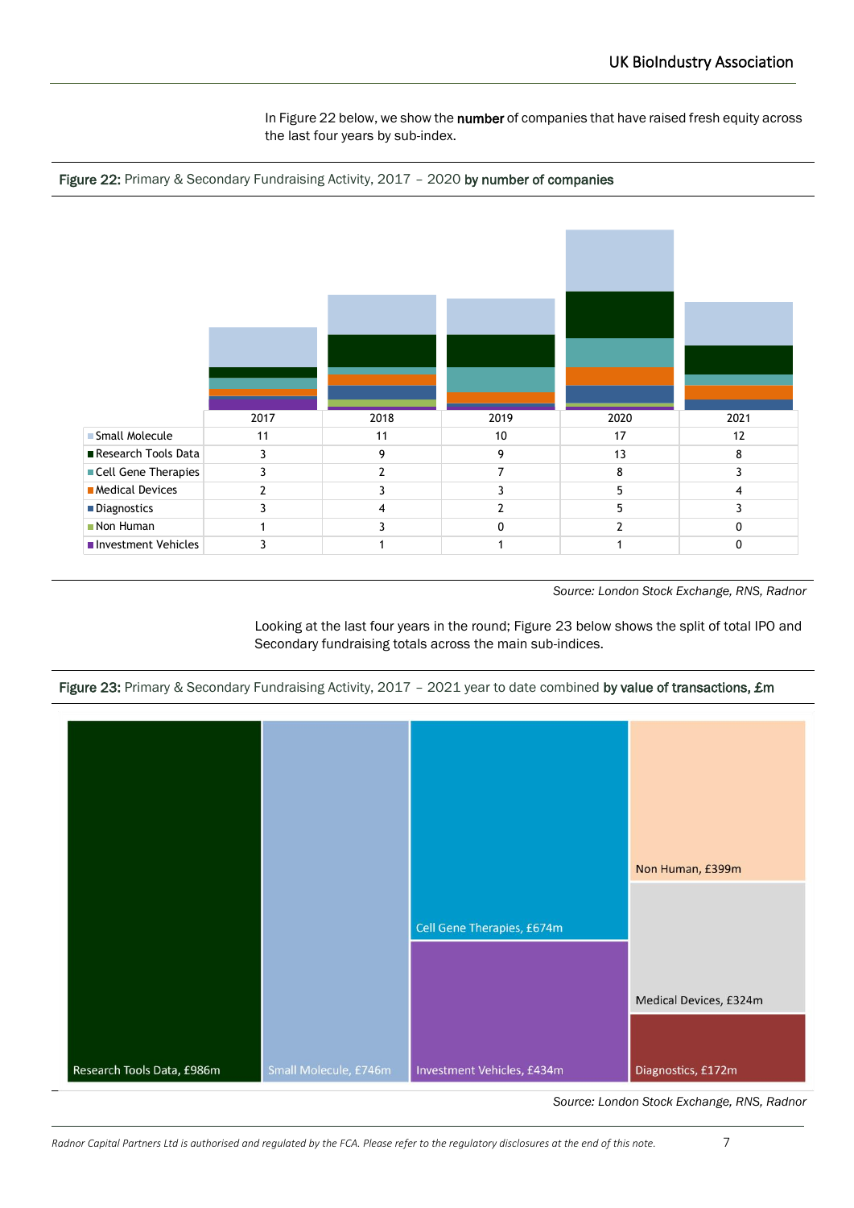In Figure 22 below, we show the **number** of companies that have raised fresh equity across the last four years by sub-index.

**Figure 22:** Primary & Secondary Fundraising Activity, 2017 – 2020 **by number of companies**

| | 2017 | 2018 | 2019 | 2020 | 2021 |
|---|---|---|---|---|---|
| Small Molecule | 11 | 11 | 10 | 17 | 12 |
| Research Tools Data | 3 | 9 | 9 | 13 | 8 |
| Cell Gene Therapies | 3 | 2 | 7 | 8 | 3 |
| Medical Devices | 2 | 3 | 3 | 5 | 4 |
| Diagnostics | 3 | 4 | 2 | 5 | 3 |
| Non Human | 1 | 3 | 0 | 2 | 0 |
| Investment Vehicles | 3 | 1 | 1 | 1 | 0 |

*Source: London Stock Exchange, RNS, Radnor*

Looking at the last four years in the round; Figure 23 below shows the split of total IPO and Secondary fundraising totals across the main sub-indices.

**Figure 23:** Primary & Secondary Fundraising Activity, 2017 – 2021 year to date combined **by value of transactions, £m**

| Sub-index | Value |
|---|---|
| Research Tools Data | £986m |
| Small Molecule | £746m |
| Cell Gene Therapies | £674m |
| Investment Vehicles | £434m |
| Non Human | £399m |
| Medical Devices | £324m |
| Diagnostics | £172m |

*Source: London Stock Exchange, RNS, Radnor*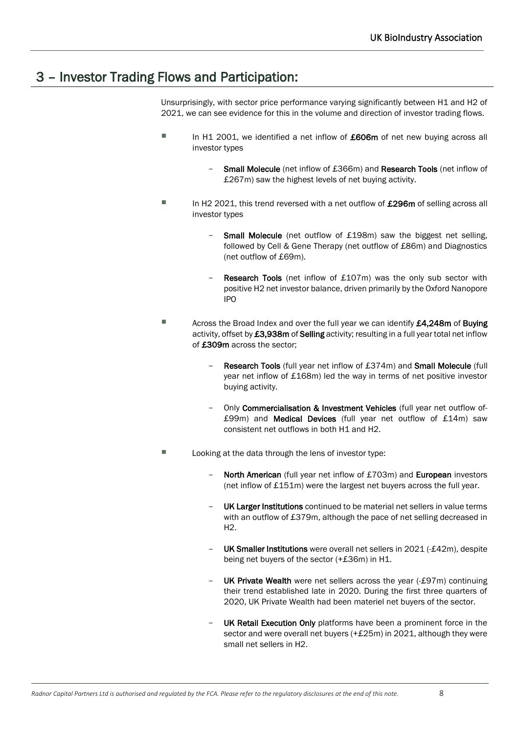## 3 – Investor Trading Flows and Participation:

Unsurprisingly, with sector price performance varying significantly between H1 and H2 of 2021, we can see evidence for this in the volume and direction of investor trading flows.

- In H1 2001, we identified a net inflow of **£606m** of net new buying across all investor types
  - **Small Molecule** (net inflow of £366m) and **Research Tools** (net inflow of £267m) saw the highest levels of net buying activity.
- In H2 2021, this trend reversed with a net outflow of **£296m** of selling across all investor types
  - **Small Molecule** (net outflow of £198m) saw the biggest net selling, followed by Cell & Gene Therapy (net outflow of £86m) and Diagnostics (net outflow of £69m).
  - **Research Tools** (net inflow of £107m) was the only sub sector with positive H2 net investor balance, driven primarily by the Oxford Nanopore IPO
- Across the Broad Index and over the full year we can identify **£4,248m** of **Buying** activity, offset by **£3,938m** of **Selling** activity; resulting in a full year total net inflow of **£309m** across the sector;
  - **Research Tools** (full year net inflow of £374m) and **Small Molecule** (full year net inflow of £168m) led the way in terms of net positive investor buying activity.
  - Only **Commercialisation & Investment Vehicles** (full year net outflow of-£99m) and **Medical Devices** (full year net outflow of £14m) saw consistent net outflows in both H1 and H2.
- Looking at the data through the lens of investor type:
  - **North American** (full year net inflow of £703m) and **European** investors (net inflow of £151m) were the largest net buyers across the full year.
  - **UK Larger Institutions** continued to be material net sellers in value terms with an outflow of £379m, although the pace of net selling decreased in H2.
  - **UK Smaller Institutions** were overall net sellers in 2021 (-£42m), despite being net buyers of the sector (+£36m) in H1.
  - **UK Private Wealth** were net sellers across the year (-£97m) continuing their trend established late in 2020. During the first three quarters of 2020, UK Private Wealth had been materiel net buyers of the sector.
  - **UK Retail Execution Only** platforms have been a prominent force in the sector and were overall net buyers (+£25m) in 2021, although they were small net sellers in H2.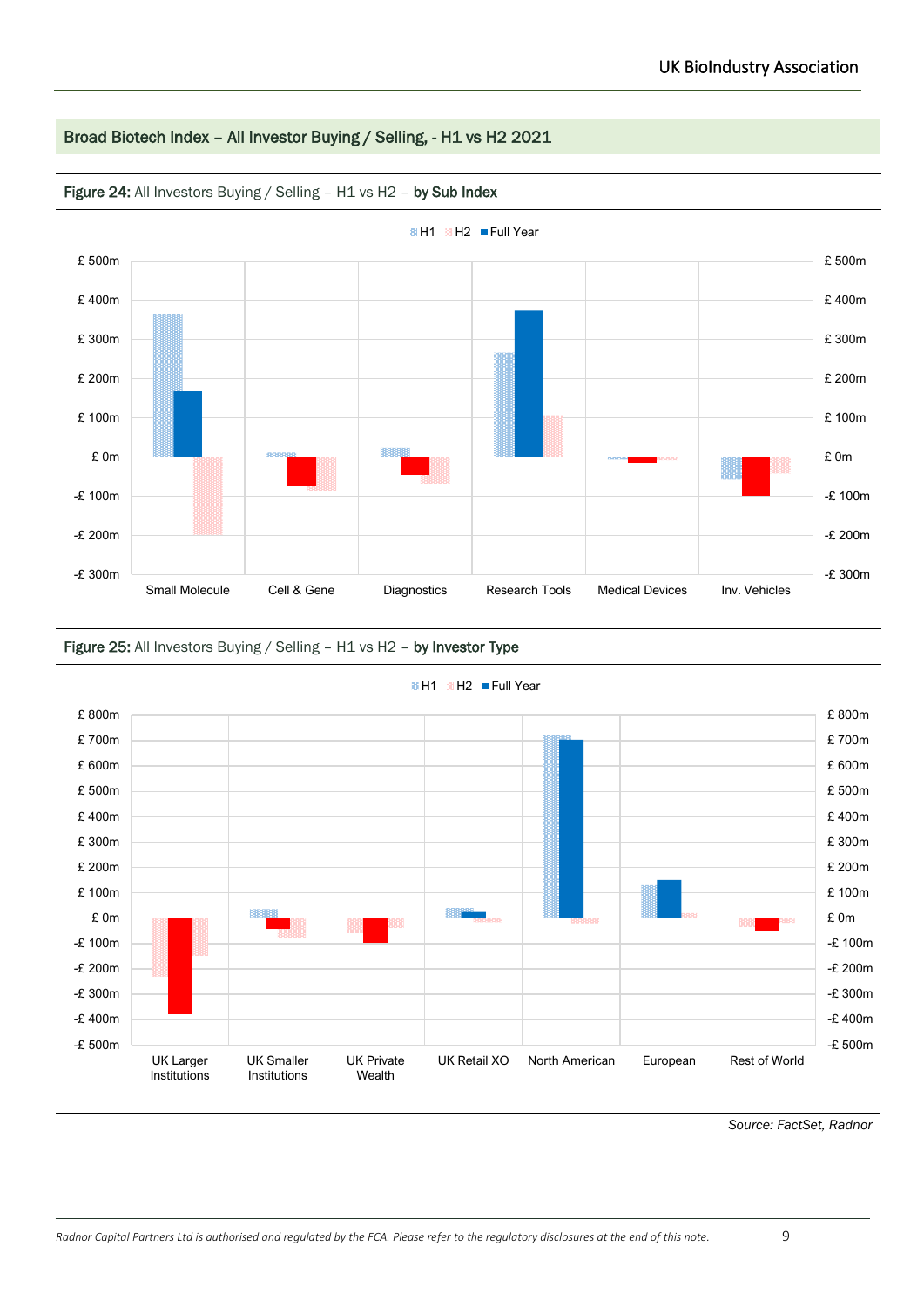## Broad Biotech Index – All Investor Buying / Selling, - H1 vs H2 2021

**Figure 24:** All Investors Buying / Selling – H1 vs H2 – **by Sub Index**

H1 H2 Full Year

£ 500m, £ 400m, £ 300m, £ 200m, £ 100m, £ 0m, -£ 100m, -£ 200m, -£ 300m

Small Molecule | Cell & Gene | Diagnostics | Research Tools | Medical Devices | Inv. Vehicles

**Figure 25:** All Investors Buying / Selling – H1 vs H2 – **by Investor Type**

H1 H2 Full Year

£ 800m, £ 700m, £ 600m, £ 500m, £ 400m, £ 300m, £ 200m, £ 100m, £ 0m, -£ 100m, -£ 200m, -£ 300m, -£ 400m, -£ 500m

UK Larger Institutions | UK Smaller Institutions | UK Private Wealth | UK Retail XO | North American | European | Rest of World

*Source: FactSet, Radnor*

*Radnor Capital Partners Ltd is authorised and regulated by the FCA. Please refer to the regulatory disclosures at the end of this note.*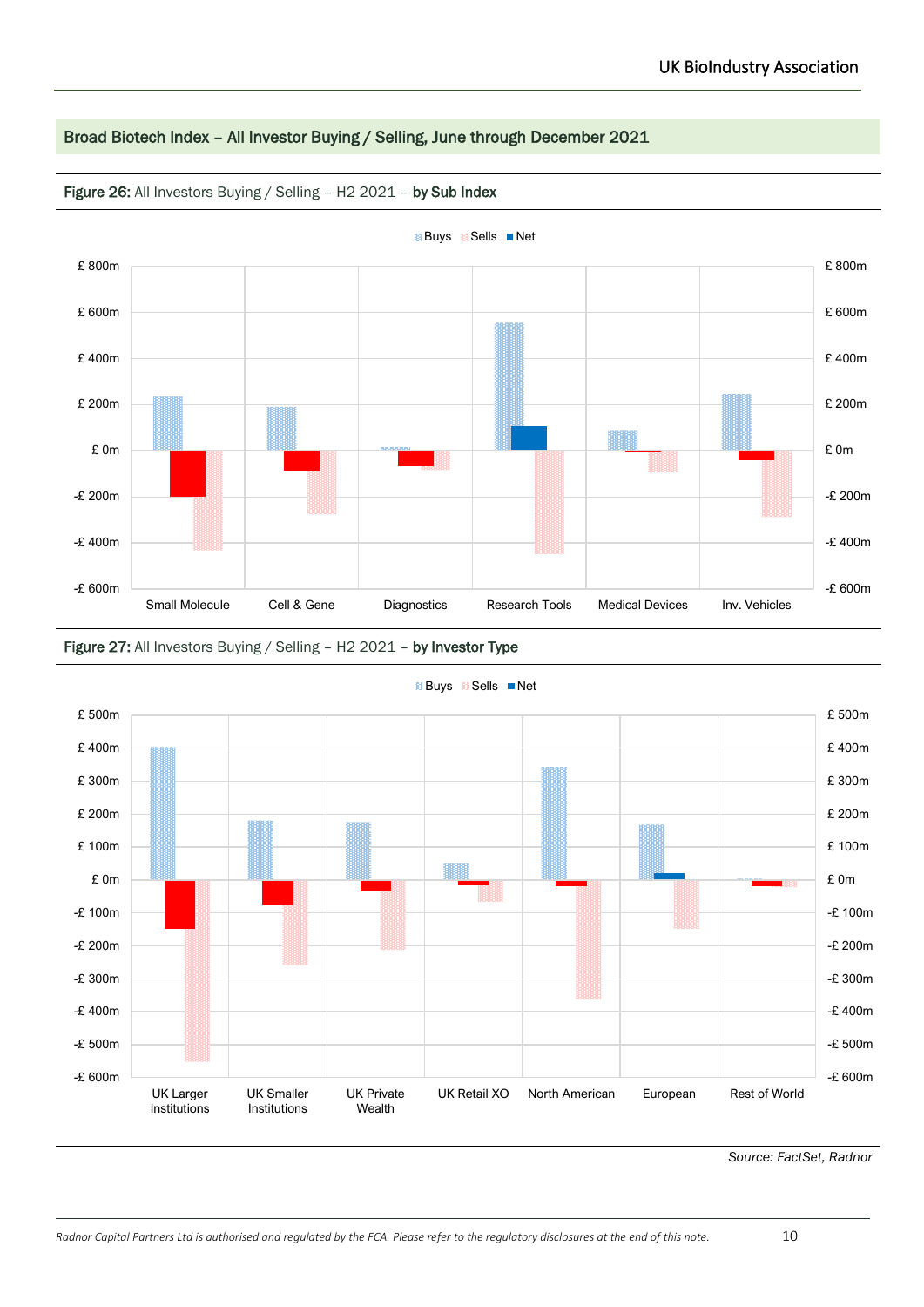## Broad Biotech Index – All Investor Buying / Selling, June through December 2021

**Figure 26:** All Investors Buying / Selling – H2 2021 – **by Sub Index**

Buys Sells Net

£ 800m
£ 600m
£ 400m
£ 200m
£ 0m
-£ 200m
-£ 400m
-£ 600m

Small Molecule | Cell & Gene | Diagnostics | Research Tools | Medical Devices | Inv. Vehicles

**Figure 27:** All Investors Buying / Selling – H2 2021 – **by Investor Type**

Buys Sells Net

£ 500m
£ 400m
£ 300m
£ 200m
£ 100m
£ 0m
-£ 100m
-£ 200m
-£ 300m
-£ 400m
-£ 500m
-£ 600m

UK Larger Institutions | UK Smaller Institutions | UK Private Wealth | UK Retail XO | North American | European | Rest of World

*Source: FactSet, Radnor*

*Radnor Capital Partners Ltd is authorised and regulated by the FCA. Please refer to the regulatory disclosures at the end of this note.*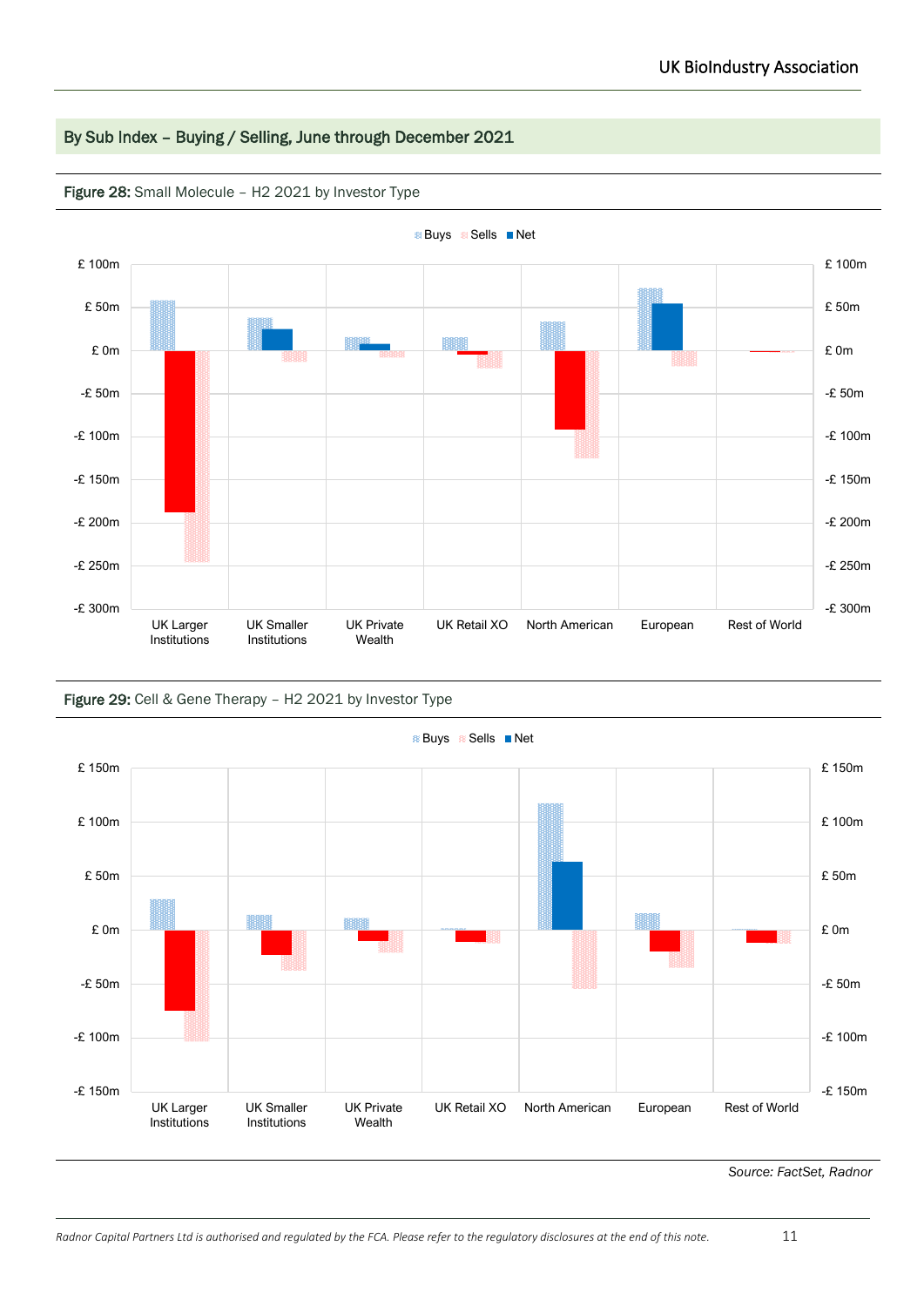## By Sub Index – Buying / Selling, June through December 2021

**Figure 28:** Small Molecule – H2 2021 by Investor Type

**Figure 29:** Cell & Gene Therapy – H2 2021 by Investor Type

*Source: FactSet, Radnor*

*Radnor Capital Partners Ltd is authorised and regulated by the FCA. Please refer to the regulatory disclosures at the end of this note.*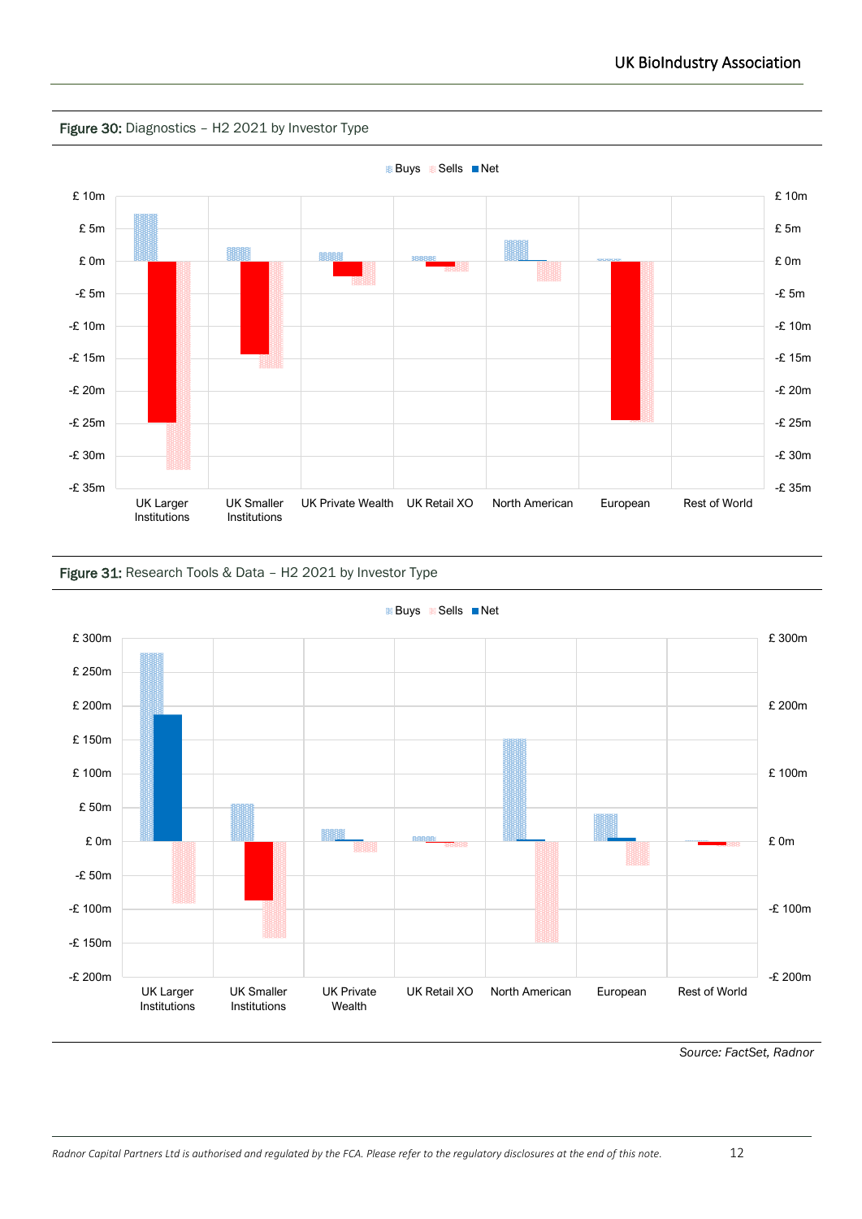**Figure 30:** Diagnostics – H2 2021 by Investor Type

**Figure 31:** Research Tools & Data – H2 2021 by Investor Type

*Source: FactSet, Radnor*

*Radnor Capital Partners Ltd is authorised and regulated by the FCA. Please refer to the regulatory disclosures at the end of this note.*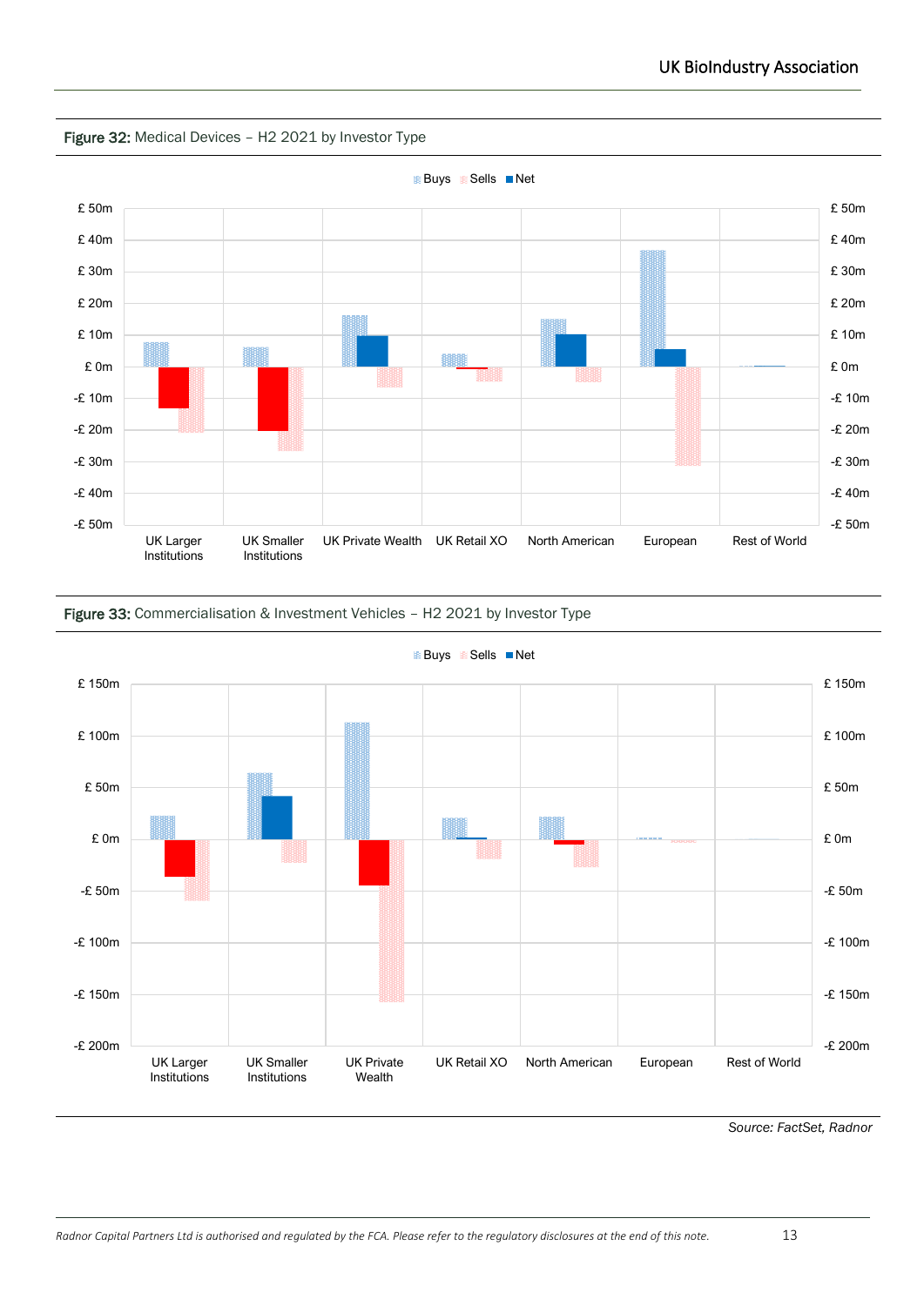**Figure 32:** Medical Devices – H2 2021 by Investor Type

Buys Sells Net

£ 50m
£ 40m
£ 30m
£ 20m
£ 10m
£ 0m
-£ 10m
-£ 20m
-£ 30m
-£ 40m
-£ 50m

UK Larger Institutions | UK Smaller Institutions | UK Private Wealth | UK Retail XO | North American | European | Rest of World

**Figure 33:** Commercialisation & Investment Vehicles – H2 2021 by Investor Type

Buys Sells Net

£ 150m
£ 100m
£ 50m
£ 0m
-£ 50m
-£ 100m
-£ 150m
-£ 200m

UK Larger Institutions | UK Smaller Institutions | UK Private Wealth | UK Retail XO | North American | European | Rest of World

*Source: FactSet, Radnor*

*Radnor Capital Partners Ltd is authorised and regulated by the FCA. Please refer to the regulatory disclosures at the end of this note.*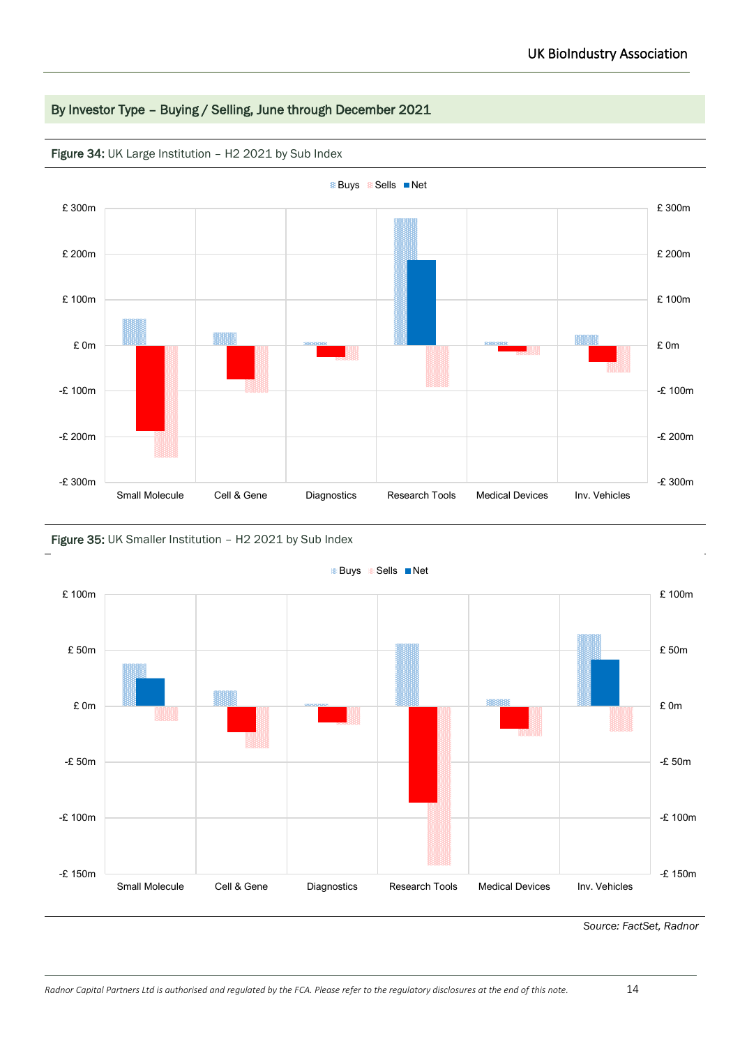## By Investor Type – Buying / Selling, June through December 2021

**Figure 34:** UK Large Institution – H2 2021 by Sub Index

Buys Sells Net

£ 300m
£ 200m
£ 100m
£ 0m
-£ 100m
-£ 200m
-£ 300m

Small Molecule | Cell & Gene | Diagnostics | Research Tools | Medical Devices | Inv. Vehicles

**Figure 35:** UK Smaller Institution – H2 2021 by Sub Index

Buys Sells Net

£ 100m
£ 50m
£ 0m
-£ 50m
-£ 100m
-£ 150m

Small Molecule | Cell & Gene | Diagnostics | Research Tools | Medical Devices | Inv. Vehicles

*Source: FactSet, Radnor*

*Radnor Capital Partners Ltd is authorised and regulated by the FCA. Please refer to the regulatory disclosures at the end of this note.*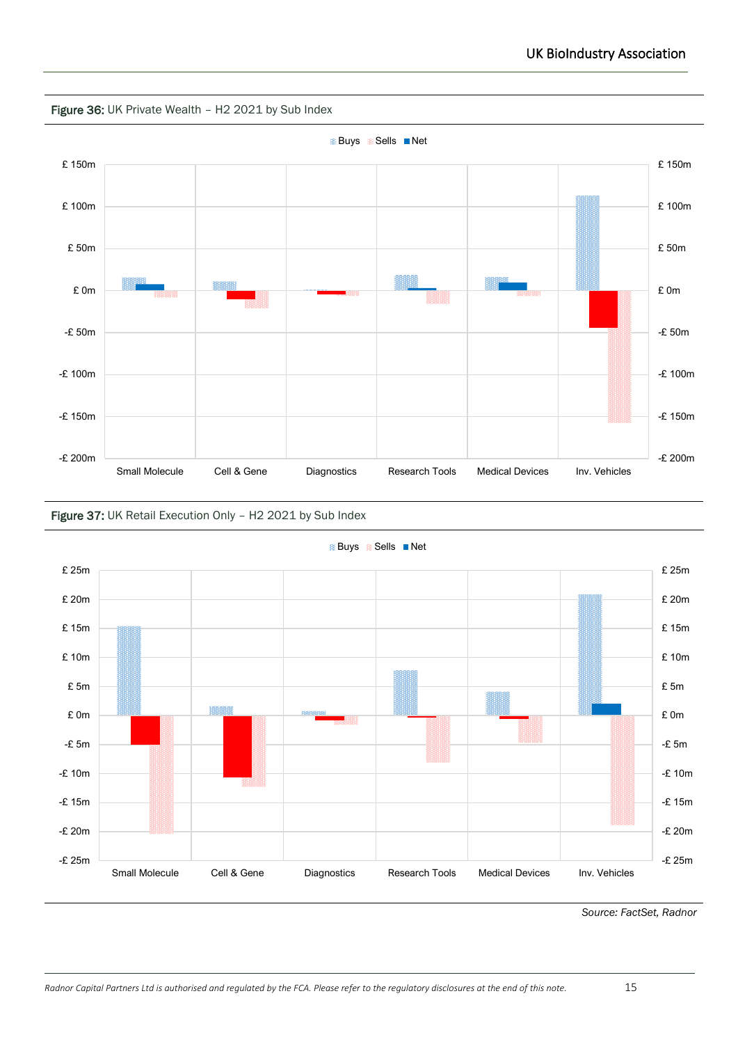**Figure 36:** UK Private Wealth – H2 2021 by Sub Index

Buys Sells Net

£ 150m
£ 100m
£ 50m
£ 0m
-£ 50m
-£ 100m
-£ 150m
-£ 200m

Small Molecule | Cell & Gene | Diagnostics | Research Tools | Medical Devices | Inv. Vehicles

**Figure 37:** UK Retail Execution Only – H2 2021 by Sub Index

Buys Sells Net

£ 25m
£ 20m
£ 15m
£ 10m
£ 5m
£ 0m
-£ 5m
-£ 10m
-£ 15m
-£ 20m
-£ 25m

Small Molecule | Cell & Gene | Diagnostics | Research Tools | Medical Devices | Inv. Vehicles

*Source: FactSet, Radnor*

*Radnor Capital Partners Ltd is authorised and regulated by the FCA. Please refer to the regulatory disclosures at the end of this note.*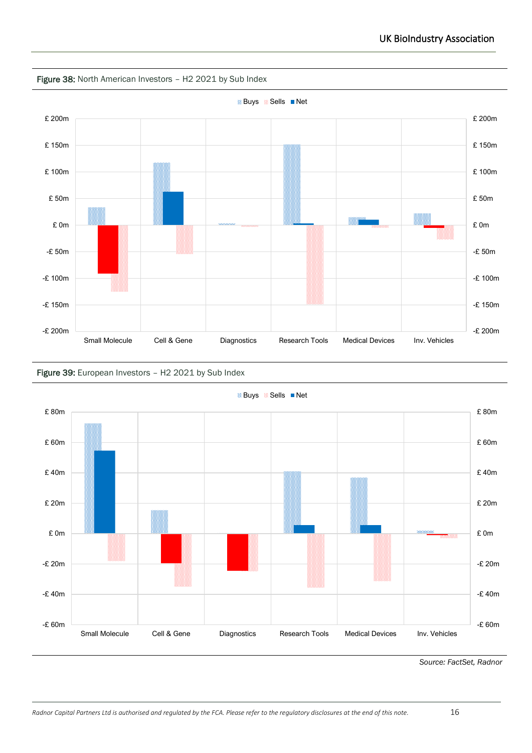**Figure 38:** North American Investors – H2 2021 by Sub Index

**Figure 39:** European Investors – H2 2021 by Sub Index

*Source: FactSet, Radnor*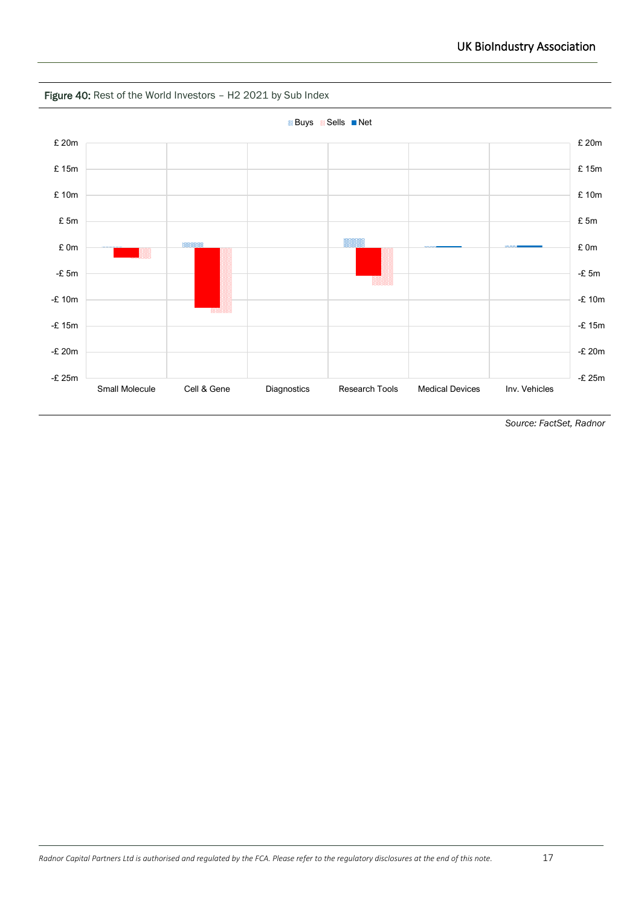**Figure 40:** Rest of the World Investors – H2 2021 by Sub Index

Buys Sells Net

£ 20m
£ 15m
£ 10m
£ 5m
£ 0m
-£ 5m
-£ 10m
-£ 15m
-£ 20m
-£ 25m

Small Molecule | Cell & Gene | Diagnostics | Research Tools | Medical Devices | Inv. Vehicles

*Source: FactSet, Radnor*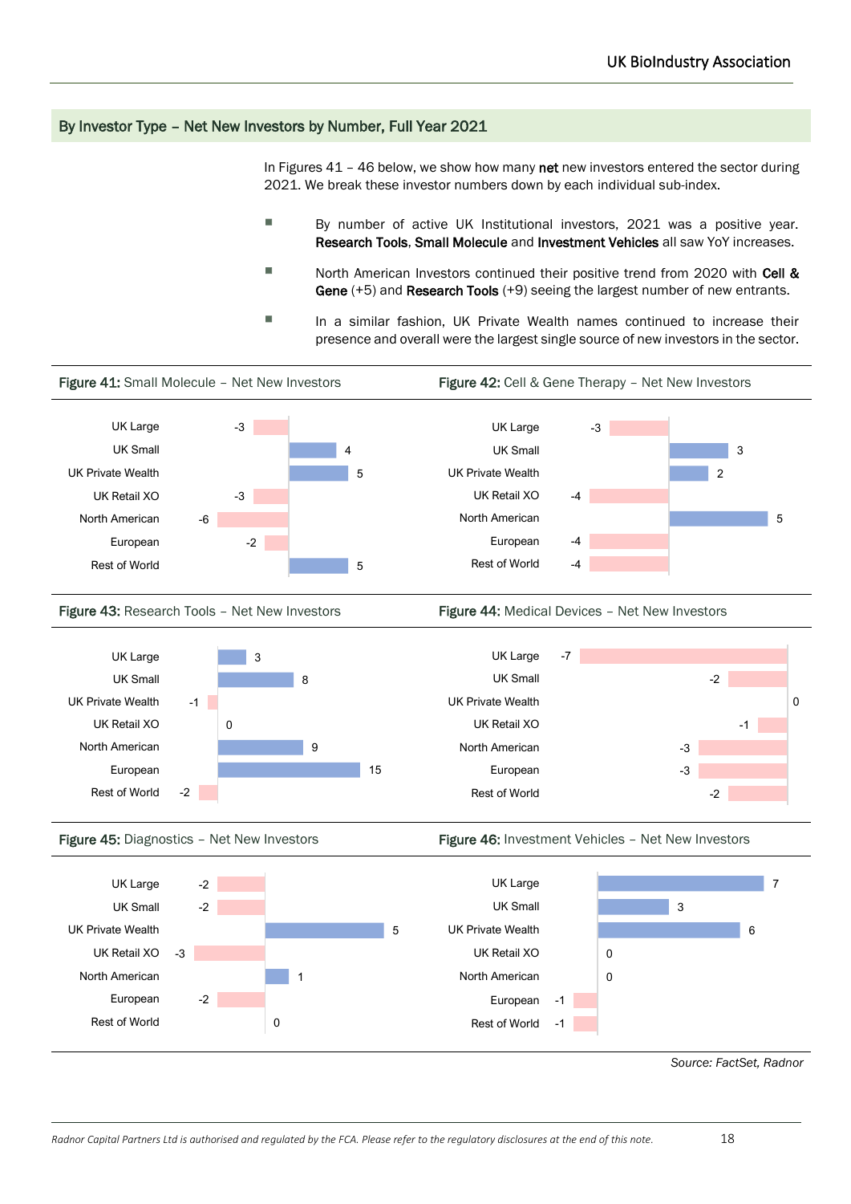## By Investor Type – Net New Investors by Number, Full Year 2021

In Figures 41 – 46 below, we show how many **net** new investors entered the sector during 2021. We break these investor numbers down by each individual sub-index.

- By number of active UK Institutional investors, 2021 was a positive year. **Research Tools**, **Small Molecule** and **Investment Vehicles** all saw YoY increases.
- North American Investors continued their positive trend from 2020 with **Cell & Gene** (+5) and **Research Tools** (+9) seeing the largest number of new entrants.
- In a similar fashion, UK Private Wealth names continued to increase their presence and overall were the largest single source of new investors in the sector.

**Figure 41:** Small Molecule – Net New Investors

| Investor type | Net new investors |
|---|---|
| UK Large | -3 |
| UK Small | 4 |
| UK Private Wealth | 5 |
| UK Retail XO | -3 |
| North American | -6 |
| European | -2 |
| Rest of World | 5 |

**Figure 42:** Cell & Gene Therapy – Net New Investors

| Investor type | Net new investors |
|---|---|
| UK Large | -3 |
| UK Small | 3 |
| UK Private Wealth | 2 |
| UK Retail XO | -4 |
| North American | 5 |
| European | -4 |
| Rest of World | -4 |

**Figure 43:** Research Tools – Net New Investors

| Investor type | Net new investors |
|---|---|
| UK Large | 3 |
| UK Small | 8 |
| UK Private Wealth | -1 |
| UK Retail XO | 0 |
| North American | 9 |
| European | 15 |
| Rest of World | -2 |

**Figure 44:** Medical Devices – Net New Investors

| Investor type | Net new investors |
|---|---|
| UK Large | -7 |
| UK Small | -2 |
| UK Private Wealth | 0 |
| UK Retail XO | -1 |
| North American | -3 |
| European | -3 |
| Rest of World | -2 |

**Figure 45:** Diagnostics – Net New Investors

| Investor type | Net new investors |
|---|---|
| UK Large | -2 |
| UK Small | -2 |
| UK Private Wealth | 5 |
| UK Retail XO | -3 |
| North American | 1 |
| European | -2 |
| Rest of World | 0 |

**Figure 46:** Investment Vehicles – Net New Investors

| Investor type | Net new investors |
|---|---|
| UK Large | 7 |
| UK Small | 3 |
| UK Private Wealth | 6 |
| UK Retail XO | 0 |
| North American | 0 |
| European | -1 |
| Rest of World | -1 |

*Source: FactSet, Radnor*

*Radnor Capital Partners Ltd is authorised and regulated by the FCA. Please refer to the regulatory disclosures at the end of this note.*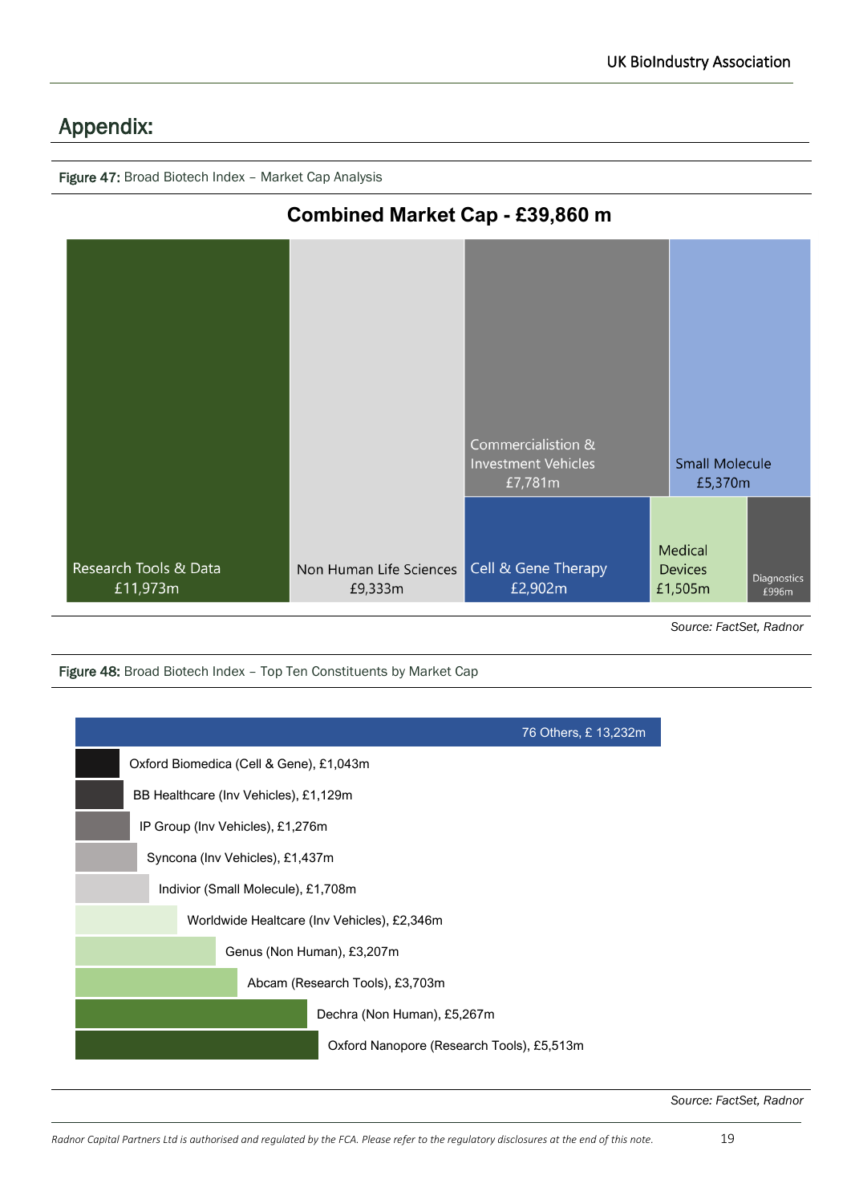## Appendix:

**Figure 47:** Broad Biotech Index – Market Cap Analysis

**Combined Market Cap - £39,860 m**

| Segment | Market Cap |
|---|---|
| Research Tools & Data | £11,973m |
| Non Human Life Sciences | £9,333m |
| Commercialistion & Investment Vehicles | £7,781m |
| Small Molecule | £5,370m |
| Cell & Gene Therapy | £2,902m |
| Medical Devices | £1,505m |
| Diagnostics | £996m |

*Source: FactSet, Radnor*

**Figure 48:** Broad Biotech Index – Top Ten Constituents by Market Cap

| Constituent | Market Cap |
|---|---|
| 76 Others | £ 13,232m |
| Oxford Biomedica (Cell & Gene) | £1,043m |
| BB Healthcare (Inv Vehicles) | £1,129m |
| IP Group (Inv Vehicles) | £1,276m |
| Syncona (Inv Vehicles) | £1,437m |
| Indivior (Small Molecule) | £1,708m |
| Worldwide Healtcare (Inv Vehicles) | £2,346m |
| Genus (Non Human) | £3,207m |
| Abcam (Research Tools) | £3,703m |
| Dechra (Non Human) | £5,267m |
| Oxford Nanopore (Research Tools) | £5,513m |

*Source: FactSet, Radnor*

*Radnor Capital Partners Ltd is authorised and regulated by the FCA. Please refer to the regulatory disclosures at the end of this note.*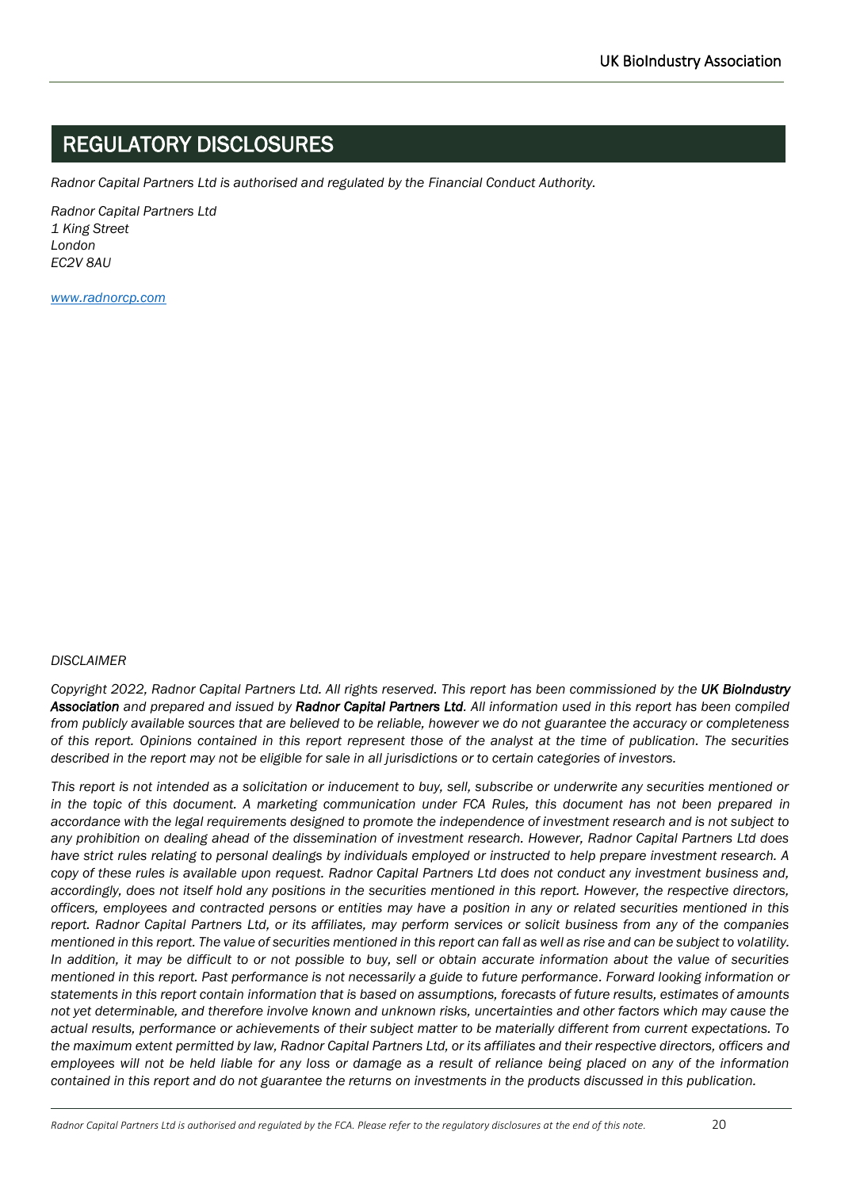# REGULATORY DISCLOSURES

*Radnor Capital Partners Ltd is authorised and regulated by the Financial Conduct Authority.*

*Radnor Capital Partners Ltd*
*1 King Street*
*London*
*EC2V 8AU*

*[www.radnorcp.com](http://www.radnorcp.com)*

*DISCLAIMER*

*Copyright 2022, Radnor Capital Partners Ltd. All rights reserved. This report has been commissioned by the **UK BioIndustry Association** and prepared and issued by **Radnor Capital Partners Ltd**. All information used in this report has been compiled from publicly available sources that are believed to be reliable, however we do not guarantee the accuracy or completeness of this report. Opinions contained in this report represent those of the analyst at the time of publication. The securities described in the report may not be eligible for sale in all jurisdictions or to certain categories of investors.*

*This report is not intended as a solicitation or inducement to buy, sell, subscribe or underwrite any securities mentioned or in the topic of this document. A marketing communication under FCA Rules, this document has not been prepared in accordance with the legal requirements designed to promote the independence of investment research and is not subject to any prohibition on dealing ahead of the dissemination of investment research. However, Radnor Capital Partners Ltd does have strict rules relating to personal dealings by individuals employed or instructed to help prepare investment research. A copy of these rules is available upon request. Radnor Capital Partners Ltd does not conduct any investment business and, accordingly, does not itself hold any positions in the securities mentioned in this report. However, the respective directors, officers, employees and contracted persons or entities may have a position in any or related securities mentioned in this report. Radnor Capital Partners Ltd, or its affiliates, may perform services or solicit business from any of the companies mentioned in this report. The value of securities mentioned in this report can fall as well as rise and can be subject to volatility. In addition, it may be difficult to or not possible to buy, sell or obtain accurate information about the value of securities mentioned in this report. Past performance is not necessarily a guide to future performance. Forward looking information or statements in this report contain information that is based on assumptions, forecasts of future results, estimates of amounts not yet determinable, and therefore involve known and unknown risks, uncertainties and other factors which may cause the actual results, performance or achievements of their subject matter to be materially different from current expectations. To the maximum extent permitted by law, Radnor Capital Partners Ltd, or its affiliates and their respective directors, officers and employees will not be held liable for any loss or damage as a result of reliance being placed on any of the information contained in this report and do not guarantee the returns on investments in the products discussed in this publication.*